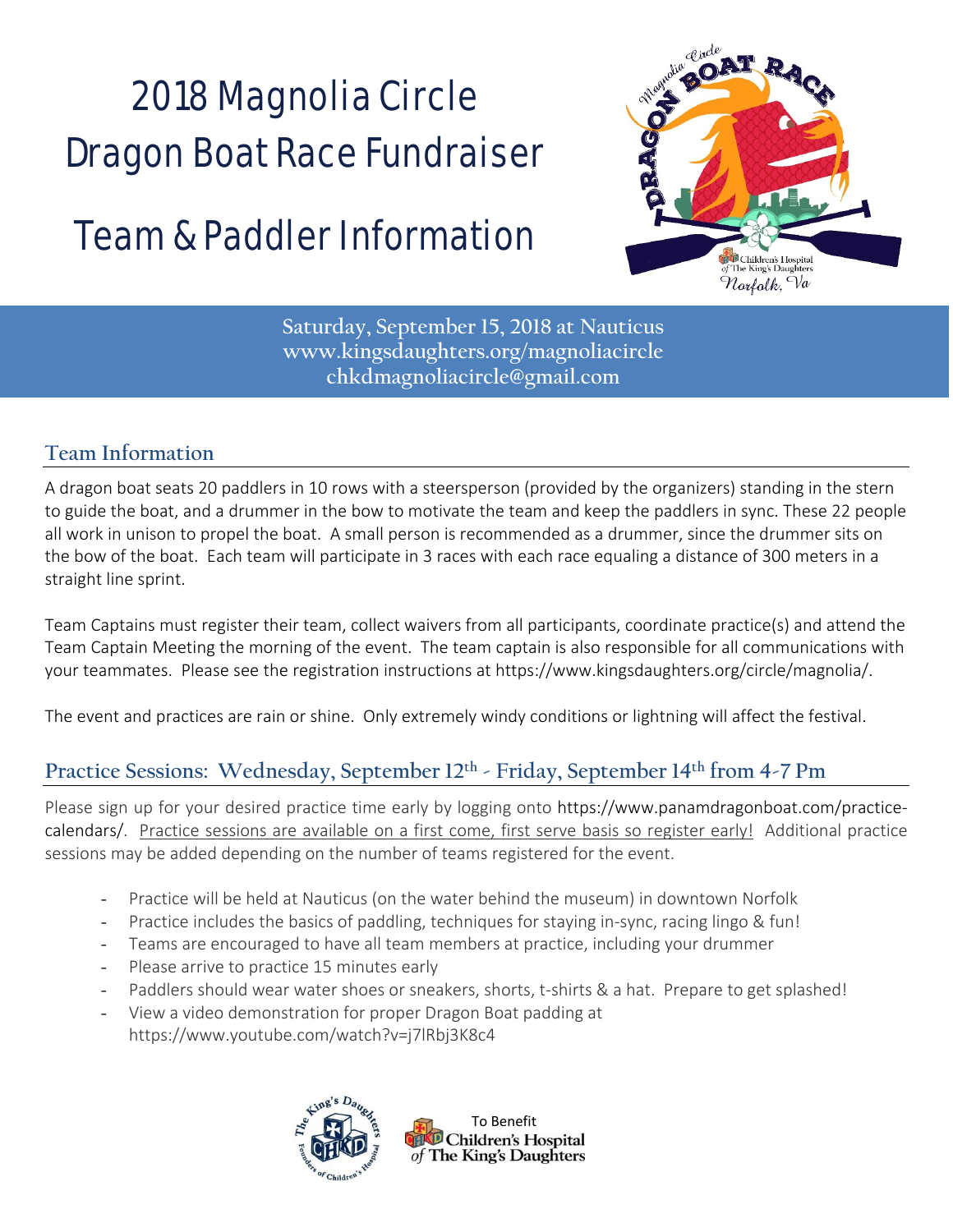# 2018 Magnolia Circle Dragon Boat Race Fundraiser

# Team & Paddler Information

**Saturday, September 15, 2018 at Nauticus**
**www.kingsdaughters.org/magnoliacircle**
**chkdmagnoliacircle@gmail.com**

## Team Information

A dragon boat seats 20 paddlers in 10 rows with a steersperson (provided by the organizers) standing in the stern to guide the boat, and a drummer in the bow to motivate the team and keep the paddlers in sync. These 22 people all work in unison to propel the boat. A small person is recommended as a drummer, since the drummer sits on the bow of the boat. Each team will participate in 3 races with each race equaling a distance of 300 meters in a straight line sprint.

Team Captains must register their team, collect waivers from all participants, coordinate practice(s) and attend the Team Captain Meeting the morning of the event. The team captain is also responsible for all communications with your teammates. Please see the registration instructions at https://www.kingsdaughters.org/circle/magnolia/.

The event and practices are rain or shine. Only extremely windy conditions or lightning will affect the festival.

## Practice Sessions: Wednesday, September 12th - Friday, September 14th from 4-7 Pm

Please sign up for your desired practice time early by logging onto https://www.panamdragonboat.com/practice-calendars/. Practice sessions are available on a first come, first serve basis so register early! Additional practice sessions may be added depending on the number of teams registered for the event.

- Practice will be held at Nauticus (on the water behind the museum) in downtown Norfolk
- Practice includes the basics of paddling, techniques for staying in-sync, racing lingo & fun!
- Teams are encouraged to have all team members at practice, including your drummer
- Please arrive to practice 15 minutes early
- Paddlers should wear water shoes or sneakers, shorts, t-shirts & a hat. Prepare to get splashed!
- View a video demonstration for proper Dragon Boat padding at https://www.youtube.com/watch?v=j7lRbj3K8c4

To Benefit Children's Hospital of The King's Daughters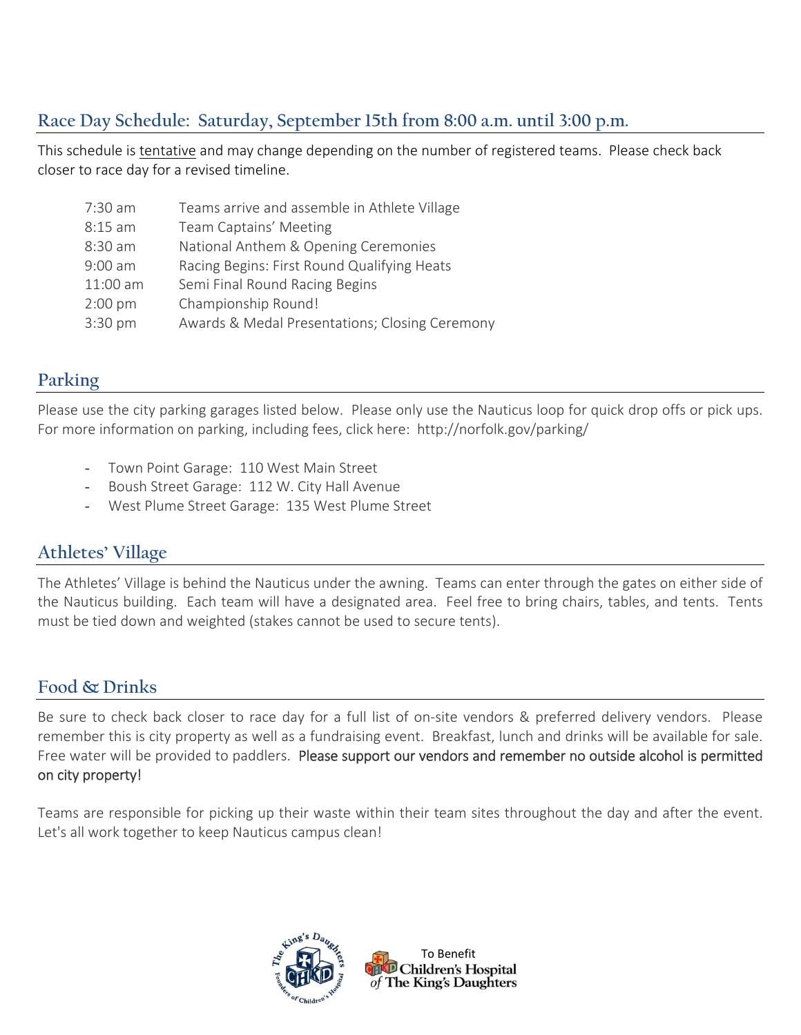## Race Day Schedule: Saturday, September 15th from 8:00 a.m. until 3:00 p.m.

This schedule is tentative and may change depending on the number of registered teams. Please check back closer to race day for a revised timeline.

| | |
|---|---|
| 7:30 am | Teams arrive and assemble in Athlete Village |
| 8:15 am | Team Captains' Meeting |
| 8:30 am | National Anthem & Opening Ceremonies |
| 9:00 am | Racing Begins: First Round Qualifying Heats |
| 11:00 am | Semi Final Round Racing Begins |
| 2:00 pm | Championship Round! |
| 3:30 pm | Awards & Medal Presentations; Closing Ceremony |

## Parking

Please use the city parking garages listed below. Please only use the Nauticus loop for quick drop offs or pick ups. For more information on parking, including fees, click here: http://norfolk.gov/parking/

- Town Point Garage: 110 West Main Street
- Boush Street Garage: 112 W. City Hall Avenue
- West Plume Street Garage: 135 West Plume Street

## Athletes' Village

The Athletes' Village is behind the Nauticus under the awning. Teams can enter through the gates on either side of the Nauticus building. Each team will have a designated area. Feel free to bring chairs, tables, and tents. Tents must be tied down and weighted (stakes cannot be used to secure tents).

## Food & Drinks

Be sure to check back closer to race day for a full list of on-site vendors & preferred delivery vendors. Please remember this is city property as well as a fundraising event. Breakfast, lunch and drinks will be available for sale. Free water will be provided to paddlers. Please support our vendors and remember no outside alcohol is permitted on city property!

Teams are responsible for picking up their waste within their team sites throughout the day and after the event. Let's all work together to keep Nauticus campus clean!

To Benefit Children's Hospital of The King's Daughters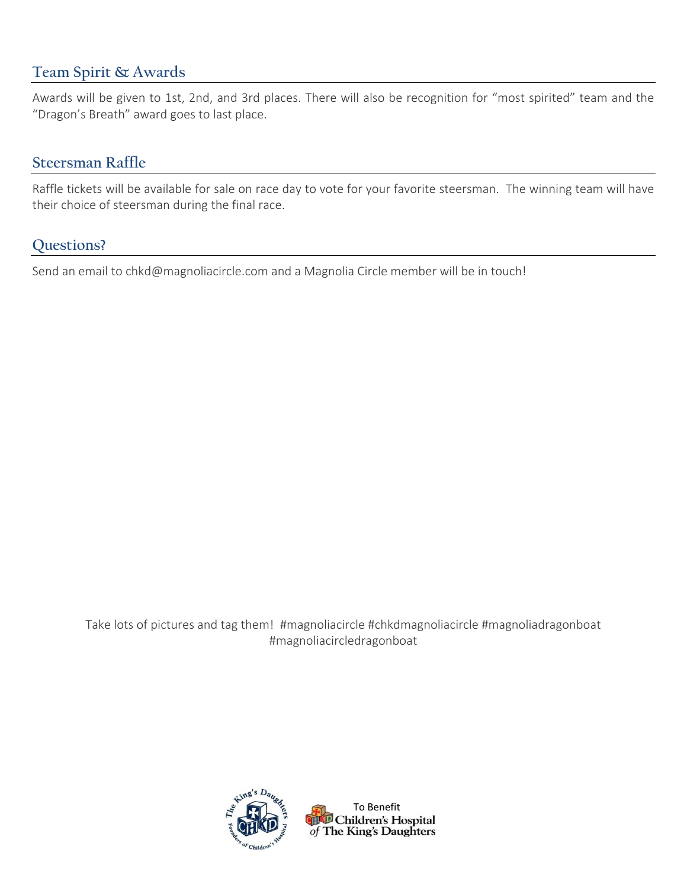## Team Spirit & Awards

Awards will be given to 1st, 2nd, and 3rd places. There will also be recognition for "most spirited" team and the "Dragon's Breath" award goes to last place.

## Steersman Raffle

Raffle tickets will be available for sale on race day to vote for your favorite steersman. The winning team will have their choice of steersman during the final race.

## Questions?

Send an email to chkd@magnoliacircle.com and a Magnolia Circle member will be in touch!

Take lots of pictures and tag them! #magnoliacircle #chkdmagnoliacircle #magnoliadragonboat #magnoliacircledragonboat

The King's Daughters — Founders of Children's Hospital

To Benefit Children's Hospital of The King's Daughters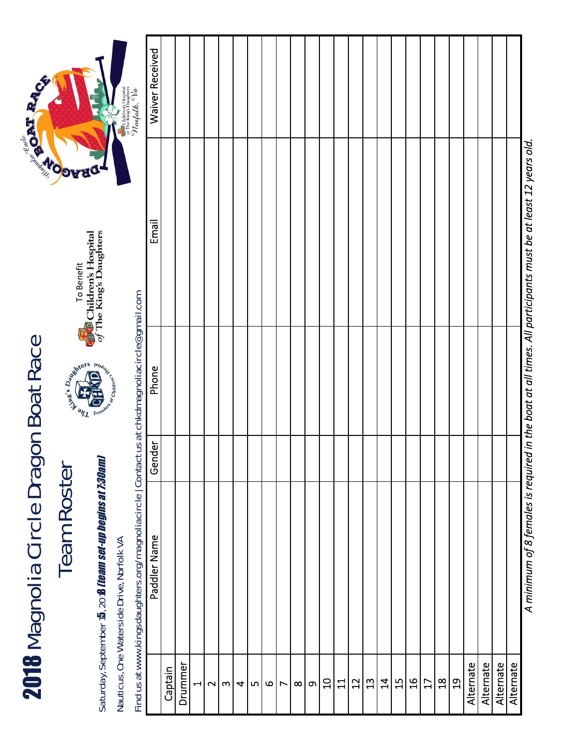# 2018 Magnolia Circle Dragon Boat Race

## Team Roster

Saturday, September 15, 2018 ***(team set-up begins at 7:30am)***

Nauticus, One Waterside Drive, Norfolk VA

Find us at www.kingsdaughters.org/magnoliacircle | Contact us at chkdmagnoliacircle@gmail.com

To Benefit Children's Hospital of The King's Daughters

| | Paddler Name | Gender | Phone | Email | Waiver Received |
|---|---|---|---|---|---|
| Captain | | | | | |
| Drummer | | | | | |
| 1 | | | | | |
| 2 | | | | | |
| 3 | | | | | |
| 4 | | | | | |
| 5 | | | | | |
| 6 | | | | | |
| 7 | | | | | |
| 8 | | | | | |
| 9 | | | | | |
| 10 | | | | | |
| 11 | | | | | |
| 12 | | | | | |
| 13 | | | | | |
| 14 | | | | | |
| 15 | | | | | |
| 16 | | | | | |
| 17 | | | | | |
| 18 | | | | | |
| 19 | | | | | |
| Alternate | | | | | |
| Alternate | | | | | |
| Alternate | | | | | |
| Alternate | | | | | |

*A minimum of 8 females is required in the boat at all times. All participants must be at least 12 years old.*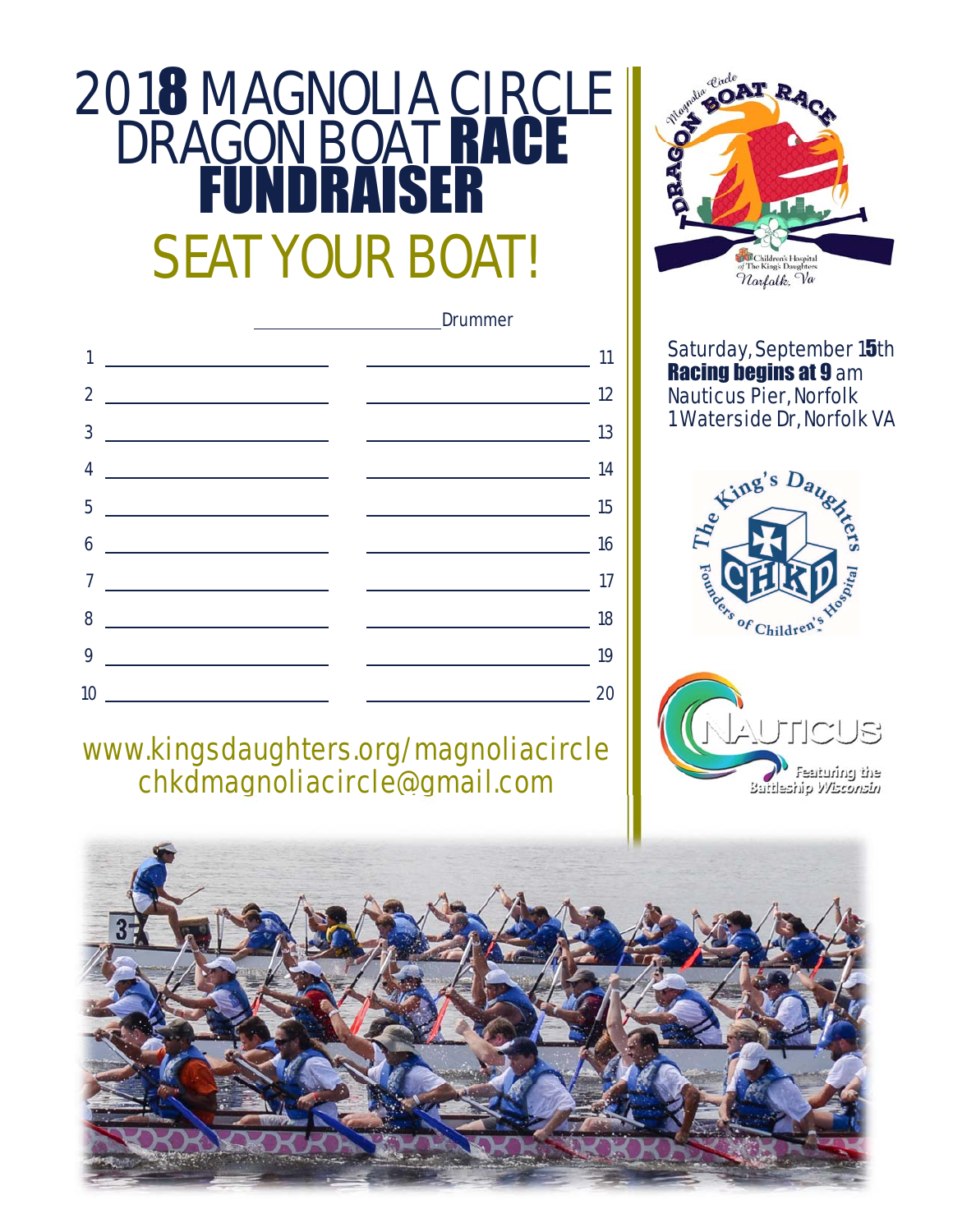# 2018 MAGNOLIA CIRCLE DRAGON BOAT RACE FUNDRAISER

## SEAT YOUR BOAT!

______________________ Drummer

| | | | |
|---|---|---|---|
| 1 | ______________ | ______________ | 11 |
| 2 | ______________ | ______________ | 12 |
| 3 | ______________ | ______________ | 13 |
| 4 | ______________ | ______________ | 14 |
| 5 | ______________ | ______________ | 15 |
| 6 | ______________ | ______________ | 16 |
| 7 | ______________ | ______________ | 17 |
| 8 | ______________ | ______________ | 18 |
| 9 | ______________ | ______________ | 19 |
| 10 | ______________ | ______________ | 20 |

www.kingsdaughters.org/magnoliacircle
chkdmagnoliacircle@gmail.com

Saturday, September 15th
**Racing begins at 9** am
Nauticus Pier, Norfolk
1 Waterside Dr, Norfolk VA